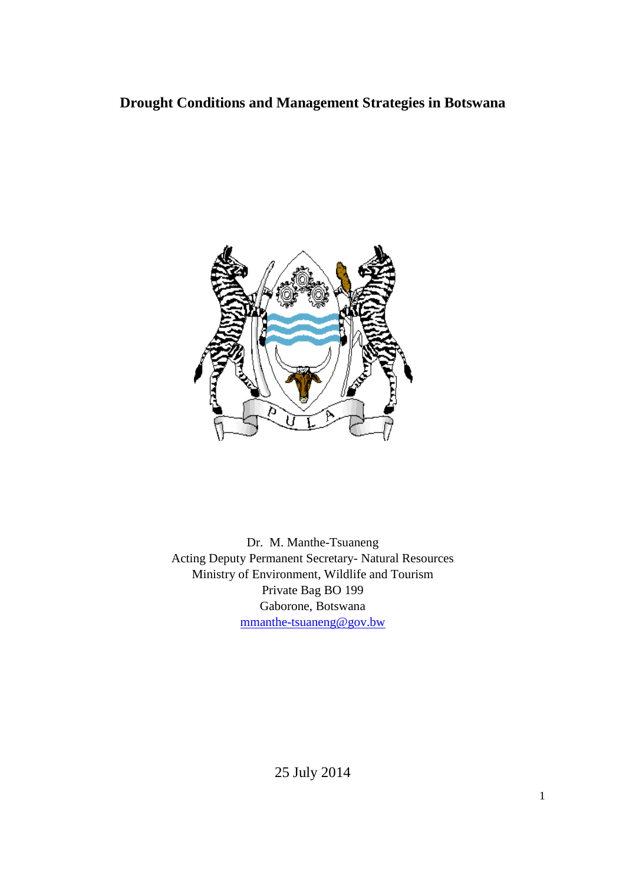# Drought Conditions and Management Strategies in Botswana

Dr. M. Manthe-Tsuaneng
Acting Deputy Permanent Secretary- Natural Resources
Ministry of Environment, Wildlife and Tourism
Private Bag BO 199
Gaborone, Botswana
mmanthe-tsuaneng@gov.bw

25 July 2014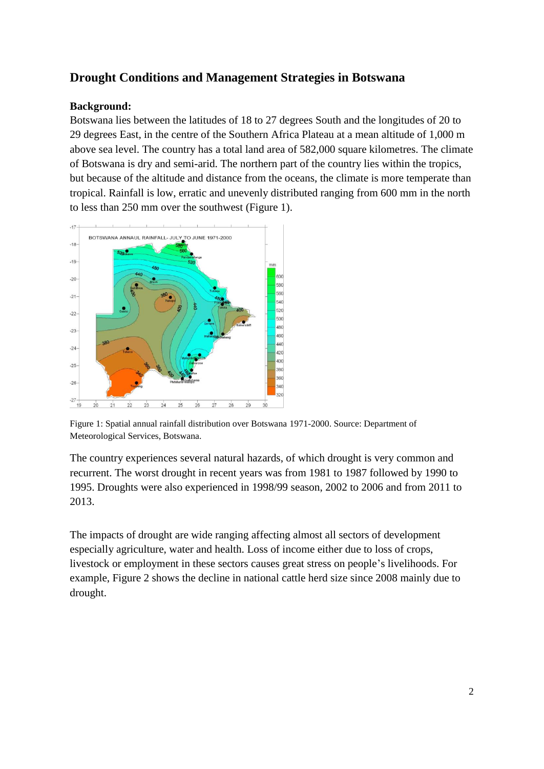## Drought Conditions and Management Strategies in Botswana

**Background:**

Botswana lies between the latitudes of 18 to 27 degrees South and the longitudes of 20 to 29 degrees East, in the centre of the Southern Africa Plateau at a mean altitude of 1,000 m above sea level. The country has a total land area of 582,000 square kilometres. The climate of Botswana is dry and semi-arid. The northern part of the country lies within the tropics, but because of the altitude and distance from the oceans, the climate is more temperate than tropical. Rainfall is low, erratic and unevenly distributed ranging from 600 mm in the north to less than 250 mm over the southwest (Figure 1).

Figure 1: Spatial annual rainfall distribution over Botswana 1971-2000. Source: Department of Meteorological Services, Botswana.

The country experiences several natural hazards, of which drought is very common and recurrent. The worst drought in recent years was from 1981 to 1987 followed by 1990 to 1995. Droughts were also experienced in 1998/99 season, 2002 to 2006 and from 2011 to 2013.

The impacts of drought are wide ranging affecting almost all sectors of development especially agriculture, water and health. Loss of income either due to loss of crops, livestock or employment in these sectors causes great stress on people's livelihoods. For example, Figure 2 shows the decline in national cattle herd size since 2008 mainly due to drought.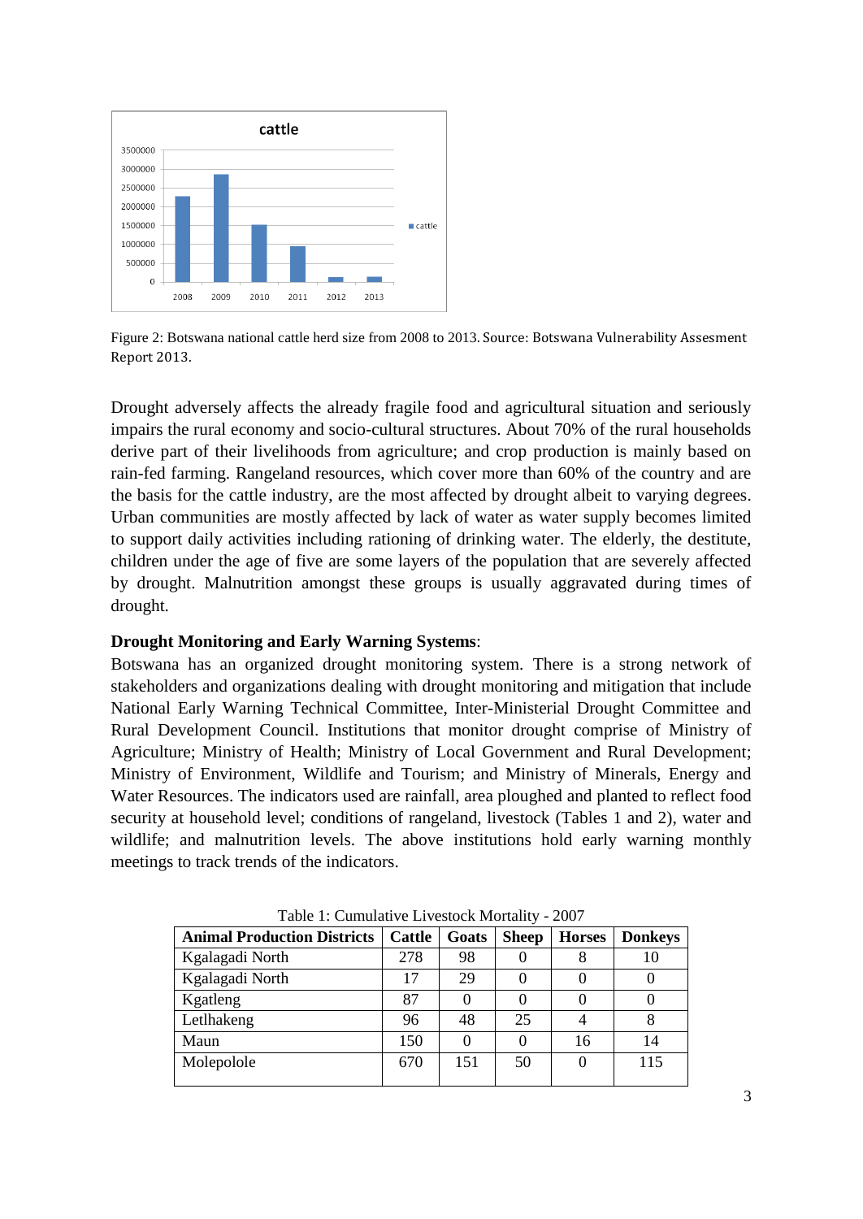Figure 2: Botswana national cattle herd size from 2008 to 2013. Source: Botswana Vulnerability Assesment Report 2013.

Drought adversely affects the already fragile food and agricultural situation and seriously impairs the rural economy and socio-cultural structures. About 70% of the rural households derive part of their livelihoods from agriculture; and crop production is mainly based on rain-fed farming. Rangeland resources, which cover more than 60% of the country and are the basis for the cattle industry, are the most affected by drought albeit to varying degrees. Urban communities are mostly affected by lack of water as water supply becomes limited to support daily activities including rationing of drinking water. The elderly, the destitute, children under the age of five are some layers of the population that are severely affected by drought. Malnutrition amongst these groups is usually aggravated during times of drought.

**Drought Monitoring and Early Warning Systems**:

Botswana has an organized drought monitoring system. There is a strong network of stakeholders and organizations dealing with drought monitoring and mitigation that include National Early Warning Technical Committee, Inter-Ministerial Drought Committee and Rural Development Council. Institutions that monitor drought comprise of Ministry of Agriculture; Ministry of Health; Ministry of Local Government and Rural Development; Ministry of Environment, Wildlife and Tourism; and Ministry of Minerals, Energy and Water Resources. The indicators used are rainfall, area ploughed and planted to reflect food security at household level; conditions of rangeland, livestock (Tables 1 and 2), water and wildlife; and malnutrition levels. The above institutions hold early warning monthly meetings to track trends of the indicators.

Table 1: Cumulative Livestock Mortality - 2007

| Animal Production Districts | Cattle | Goats | Sheep | Horses | Donkeys |
|---|---|---|---|---|---|
| Kgalagadi North | 278 | 98 | 0 | 8 | 10 |
| Kgalagadi North | 17 | 29 | 0 | 0 | 0 |
| Kgatleng | 87 | 0 | 0 | 0 | 0 |
| Letlhakeng | 96 | 48 | 25 | 4 | 8 |
| Maun | 150 | 0 | 0 | 16 | 14 |
| Molepolole | 670 | 151 | 50 | 0 | 115 |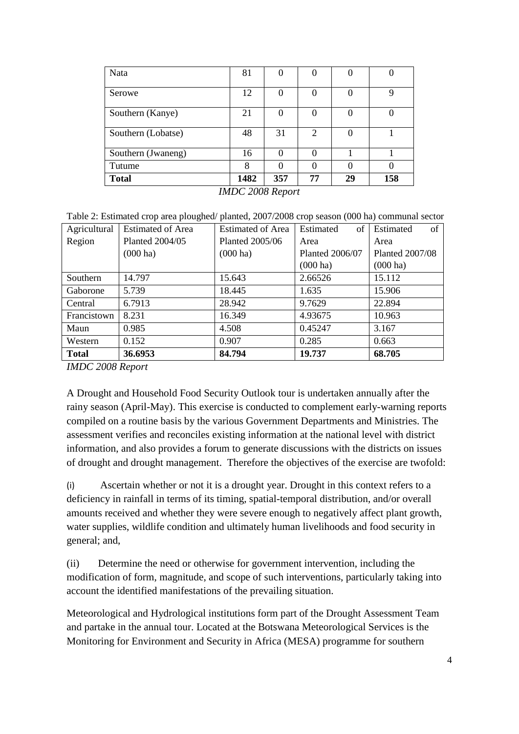| Nata | 81 | 0 | 0 | 0 | 0 |
|---|---|---|---|---|---|
| Serowe | 12 | 0 | 0 | 0 | 9 |
| Southern (Kanye) | 21 | 0 | 0 | 0 | 0 |
| Southern (Lobatse) | 48 | 31 | 2 | 0 | 1 |
| Southern (Jwaneng) | 16 | 0 | 0 | 1 | 1 |
| Tutume | 8 | 0 | 0 | 0 | 0 |
| **Total** | **1482** | **357** | **77** | **29** | **158** |

*IMDC 2008 Report*

Table 2: Estimated crop area ploughed/ planted, 2007/2008 crop season (000 ha) communal sector

| Agricultural Region | Estimated of Area Planted 2004/05 (000 ha) | Estimated of Area Planted 2005/06 (000 ha) | Estimated of Area Planted 2006/07 (000 ha) | Estimated of Area Planted 2007/08 (000 ha) |
|---|---|---|---|---|
| Southern | 14.797 | 15.643 | 2.66526 | 15.112 |
| Gaborone | 5.739 | 18.445 | 1.635 | 15.906 |
| Central | 6.7913 | 28.942 | 9.7629 | 22.894 |
| Francistown | 8.231 | 16.349 | 4.93675 | 10.963 |
| Maun | 0.985 | 4.508 | 0.45247 | 3.167 |
| Western | 0.152 | 0.907 | 0.285 | 0.663 |
| **Total** | **36.6953** | **84.794** | **19.737** | **68.705** |

*IMDC 2008 Report*

A Drought and Household Food Security Outlook tour is undertaken annually after the rainy season (April-May). This exercise is conducted to complement early-warning reports compiled on a routine basis by the various Government Departments and Ministries. The assessment verifies and reconciles existing information at the national level with district information, and also provides a forum to generate discussions with the districts on issues of drought and drought management. Therefore the objectives of the exercise are twofold:

(i) Ascertain whether or not it is a drought year. Drought in this context refers to a deficiency in rainfall in terms of its timing, spatial-temporal distribution, and/or overall amounts received and whether they were severe enough to negatively affect plant growth, water supplies, wildlife condition and ultimately human livelihoods and food security in general; and,

(ii) Determine the need or otherwise for government intervention, including the modification of form, magnitude, and scope of such interventions, particularly taking into account the identified manifestations of the prevailing situation.

Meteorological and Hydrological institutions form part of the Drought Assessment Team and partake in the annual tour. Located at the Botswana Meteorological Services is the Monitoring for Environment and Security in Africa (MESA) programme for southern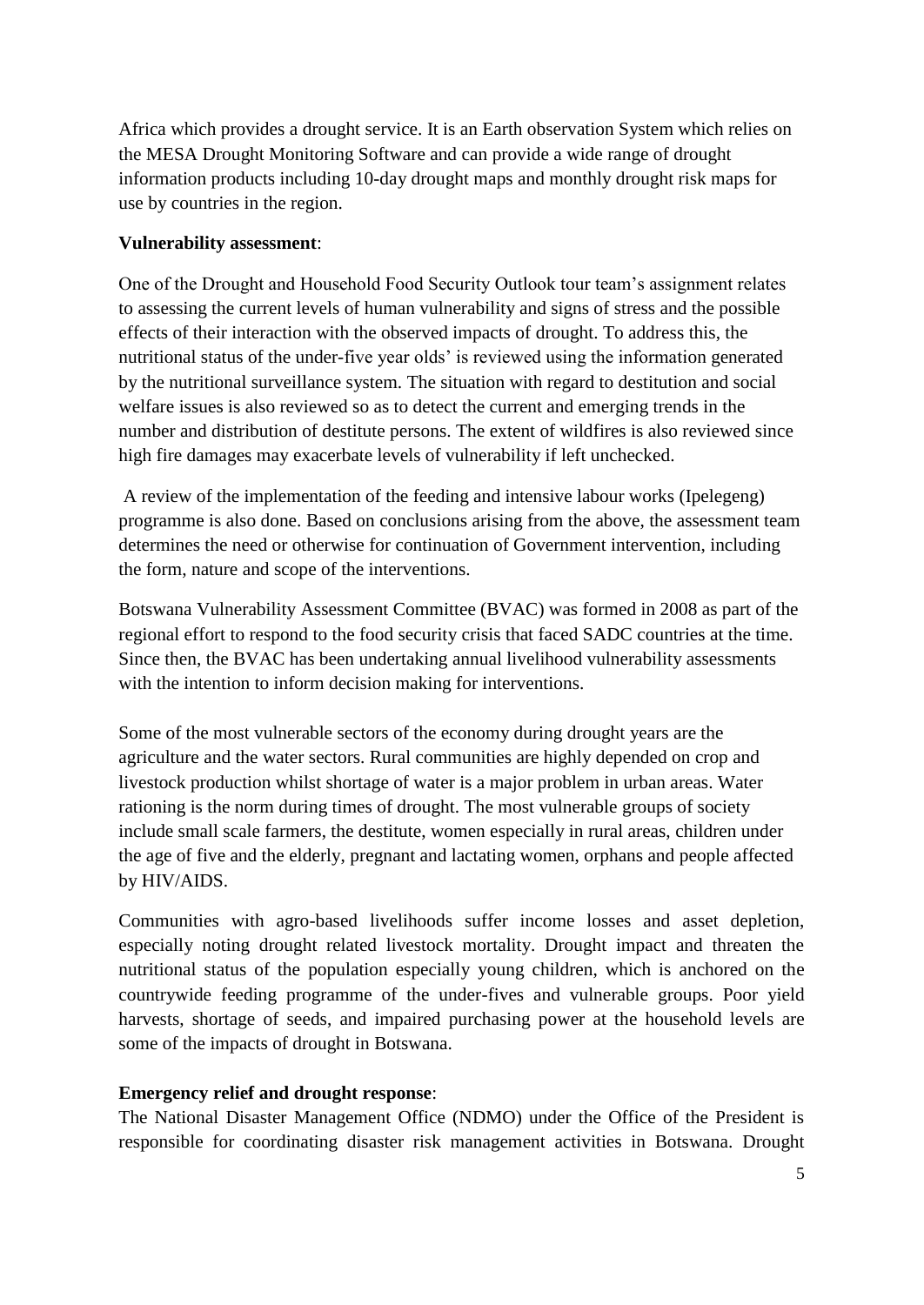Africa which provides a drought service. It is an Earth observation System which relies on the MESA Drought Monitoring Software and can provide a wide range of drought information products including 10-day drought maps and monthly drought risk maps for use by countries in the region.

**Vulnerability assessment**:

One of the Drought and Household Food Security Outlook tour team's assignment relates to assessing the current levels of human vulnerability and signs of stress and the possible effects of their interaction with the observed impacts of drought. To address this, the nutritional status of the under-five year olds' is reviewed using the information generated by the nutritional surveillance system. The situation with regard to destitution and social welfare issues is also reviewed so as to detect the current and emerging trends in the number and distribution of destitute persons. The extent of wildfires is also reviewed since high fire damages may exacerbate levels of vulnerability if left unchecked.

A review of the implementation of the feeding and intensive labour works (Ipelegeng) programme is also done. Based on conclusions arising from the above, the assessment team determines the need or otherwise for continuation of Government intervention, including the form, nature and scope of the interventions.

Botswana Vulnerability Assessment Committee (BVAC) was formed in 2008 as part of the regional effort to respond to the food security crisis that faced SADC countries at the time. Since then, the BVAC has been undertaking annual livelihood vulnerability assessments with the intention to inform decision making for interventions.

Some of the most vulnerable sectors of the economy during drought years are the agriculture and the water sectors. Rural communities are highly depended on crop and livestock production whilst shortage of water is a major problem in urban areas. Water rationing is the norm during times of drought. The most vulnerable groups of society include small scale farmers, the destitute, women especially in rural areas, children under the age of five and the elderly, pregnant and lactating women, orphans and people affected by HIV/AIDS.

Communities with agro-based livelihoods suffer income losses and asset depletion, especially noting drought related livestock mortality. Drought impact and threaten the nutritional status of the population especially young children, which is anchored on the countrywide feeding programme of the under-fives and vulnerable groups. Poor yield harvests, shortage of seeds, and impaired purchasing power at the household levels are some of the impacts of drought in Botswana.

**Emergency relief and drought response**:

The National Disaster Management Office (NDMO) under the Office of the President is responsible for coordinating disaster risk management activities in Botswana. Drought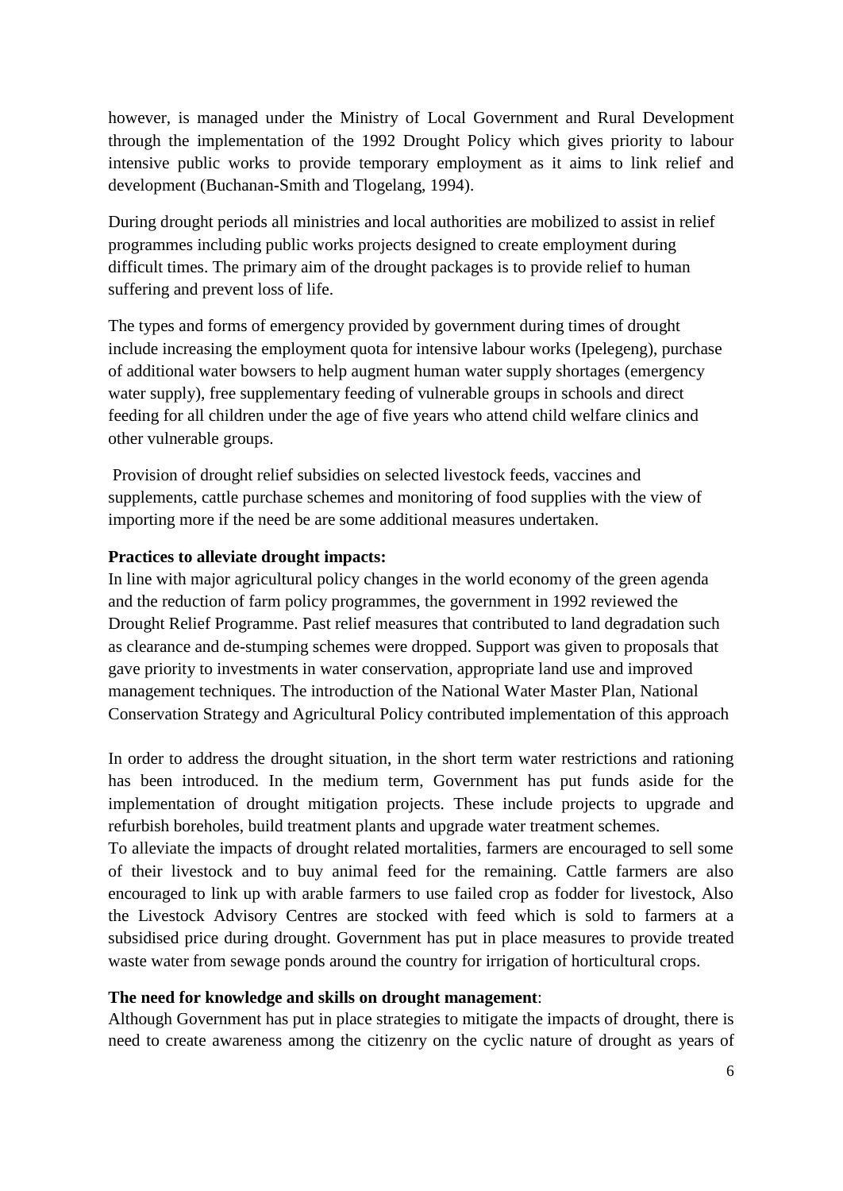however, is managed under the Ministry of Local Government and Rural Development through the implementation of the 1992 Drought Policy which gives priority to labour intensive public works to provide temporary employment as it aims to link relief and development (Buchanan-Smith and Tlogelang, 1994).

During drought periods all ministries and local authorities are mobilized to assist in relief programmes including public works projects designed to create employment during difficult times. The primary aim of the drought packages is to provide relief to human suffering and prevent loss of life.

The types and forms of emergency provided by government during times of drought include increasing the employment quota for intensive labour works (Ipelegeng), purchase of additional water bowsers to help augment human water supply shortages (emergency water supply), free supplementary feeding of vulnerable groups in schools and direct feeding for all children under the age of five years who attend child welfare clinics and other vulnerable groups.

Provision of drought relief subsidies on selected livestock feeds, vaccines and supplements, cattle purchase schemes and monitoring of food supplies with the view of importing more if the need be are some additional measures undertaken.

**Practices to alleviate drought impacts:**

In line with major agricultural policy changes in the world economy of the green agenda and the reduction of farm policy programmes, the government in 1992 reviewed the Drought Relief Programme. Past relief measures that contributed to land degradation such as clearance and de-stumping schemes were dropped. Support was given to proposals that gave priority to investments in water conservation, appropriate land use and improved management techniques. The introduction of the National Water Master Plan, National Conservation Strategy and Agricultural Policy contributed implementation of this approach

In order to address the drought situation, in the short term water restrictions and rationing has been introduced. In the medium term, Government has put funds aside for the implementation of drought mitigation projects. These include projects to upgrade and refurbish boreholes, build treatment plants and upgrade water treatment schemes.

To alleviate the impacts of drought related mortalities, farmers are encouraged to sell some of their livestock and to buy animal feed for the remaining. Cattle farmers are also encouraged to link up with arable farmers to use failed crop as fodder for livestock, Also the Livestock Advisory Centres are stocked with feed which is sold to farmers at a subsidised price during drought. Government has put in place measures to provide treated waste water from sewage ponds around the country for irrigation of horticultural crops.

**The need for knowledge and skills on drought management**:

Although Government has put in place strategies to mitigate the impacts of drought, there is need to create awareness among the citizenry on the cyclic nature of drought as years of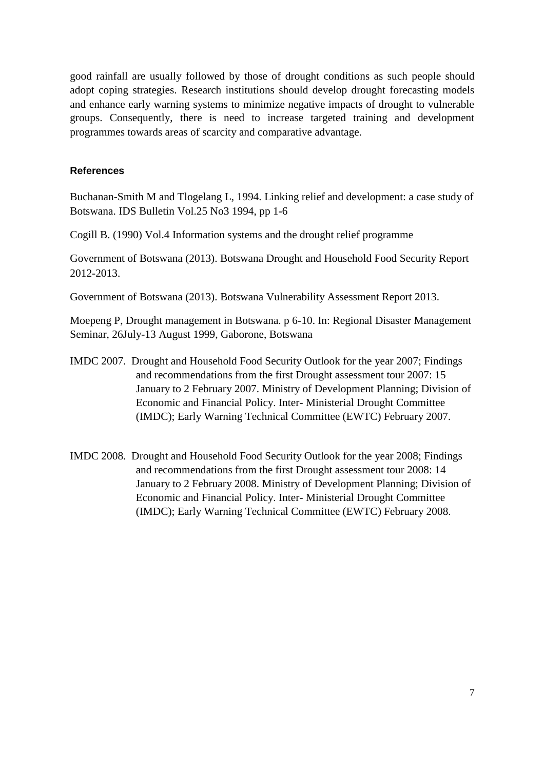good rainfall are usually followed by those of drought conditions as such people should adopt coping strategies. Research institutions should develop drought forecasting models and enhance early warning systems to minimize negative impacts of drought to vulnerable groups. Consequently, there is need to increase targeted training and development programmes towards areas of scarcity and comparative advantage.

## References

Buchanan-Smith M and Tlogelang L, 1994. Linking relief and development: a case study of Botswana. IDS Bulletin Vol.25 No3 1994, pp 1-6

Cogill B. (1990) Vol.4 Information systems and the drought relief programme

Government of Botswana (2013). Botswana Drought and Household Food Security Report 2012-2013.

Government of Botswana (2013). Botswana Vulnerability Assessment Report 2013.

Moepeng P, Drought management in Botswana. p 6-10. In: Regional Disaster Management Seminar, 26July-13 August 1999, Gaborone, Botswana

IMDC 2007. Drought and Household Food Security Outlook for the year 2007; Findings and recommendations from the first Drought assessment tour 2007: 15 January to 2 February 2007. Ministry of Development Planning; Division of Economic and Financial Policy. Inter- Ministerial Drought Committee (IMDC); Early Warning Technical Committee (EWTC) February 2007.

IMDC 2008. Drought and Household Food Security Outlook for the year 2008; Findings and recommendations from the first Drought assessment tour 2008: 14 January to 2 February 2008. Ministry of Development Planning; Division of Economic and Financial Policy. Inter- Ministerial Drought Committee (IMDC); Early Warning Technical Committee (EWTC) February 2008.